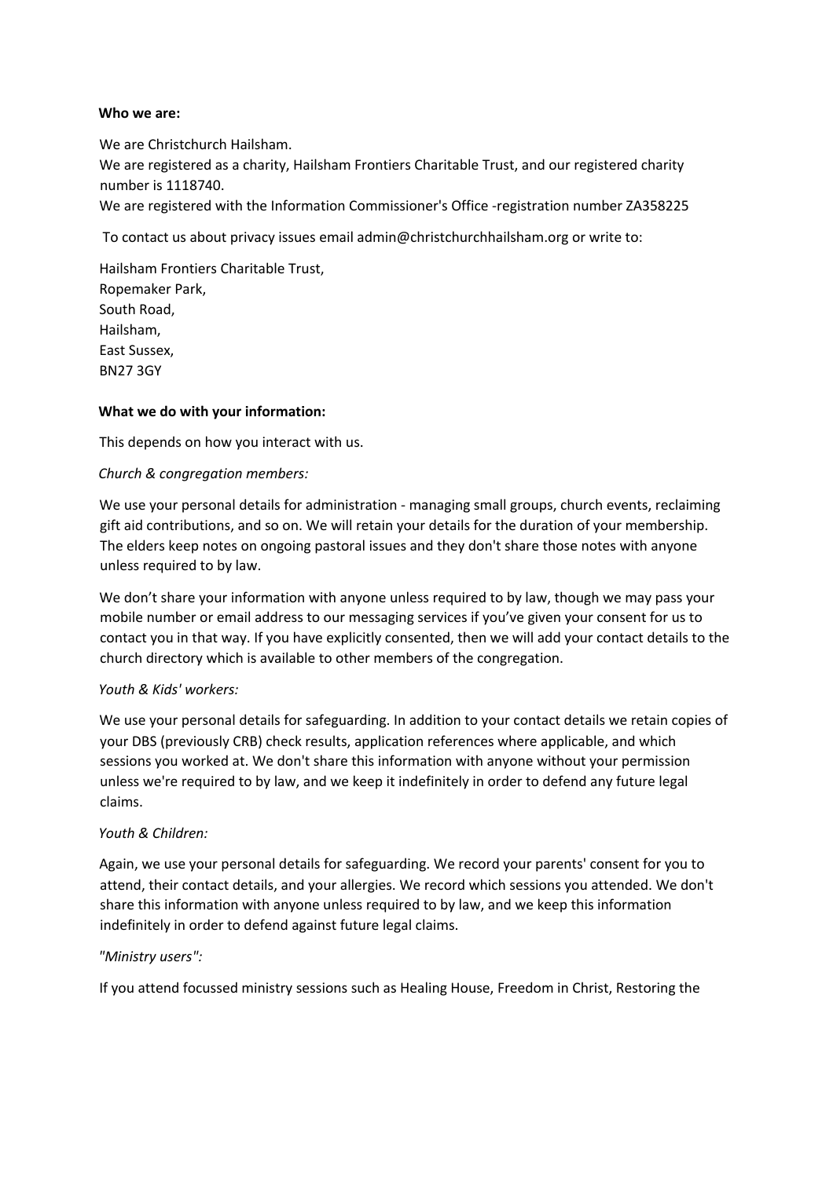**Who we are:**

We are Christchurch Hailsham.
We are registered as a charity, Hailsham Frontiers Charitable Trust, and our registered charity number is 1118740.
We are registered with the Information Commissioner's Office -registration number ZA358225

To contact us about privacy issues email admin@christchurchhailsham.org or write to:

Hailsham Frontiers Charitable Trust,
Ropemaker Park,
South Road,
Hailsham,
East Sussex,
BN27 3GY

**What we do with your information:**

This depends on how you interact with us.

*Church & congregation members:*

We use your personal details for administration - managing small groups, church events, reclaiming gift aid contributions, and so on. We will retain your details for the duration of your membership. The elders keep notes on ongoing pastoral issues and they don't share those notes with anyone unless required to by law.

We don't share your information with anyone unless required to by law, though we may pass your mobile number or email address to our messaging services if you've given your consent for us to contact you in that way. If you have explicitly consented, then we will add your contact details to the church directory which is available to other members of the congregation.

*Youth & Kids' workers:*

We use your personal details for safeguarding. In addition to your contact details we retain copies of your DBS (previously CRB) check results, application references where applicable, and which sessions you worked at. We don't share this information with anyone without your permission unless we're required to by law, and we keep it indefinitely in order to defend any future legal claims.

*Youth & Children:*

Again, we use your personal details for safeguarding. We record your parents' consent for you to attend, their contact details, and your allergies. We record which sessions you attended. We don't share this information with anyone unless required to by law, and we keep this information indefinitely in order to defend against future legal claims.

*"Ministry users":*

If you attend focussed ministry sessions such as Healing House, Freedom in Christ, Restoring the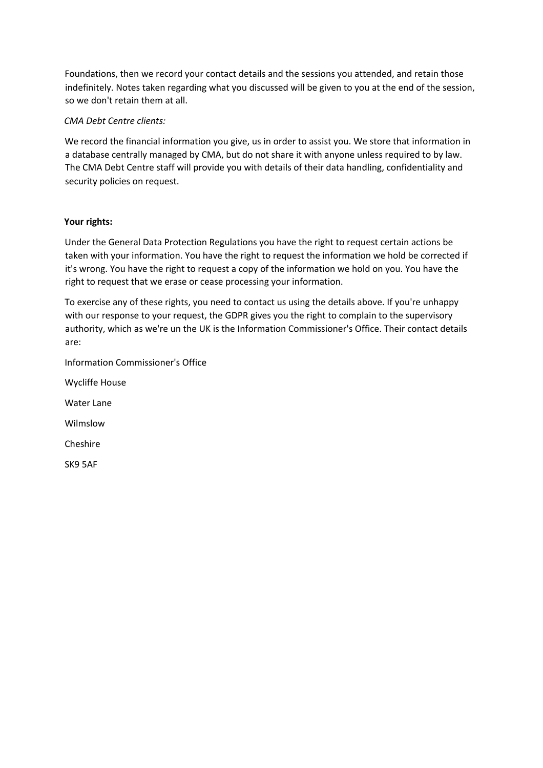Foundations, then we record your contact details and the sessions you attended, and retain those indefinitely. Notes taken regarding what you discussed will be given to you at the end of the session, so we don't retain them at all.

*CMA Debt Centre clients:*

We record the financial information you give, us in order to assist you. We store that information in a database centrally managed by CMA, but do not share it with anyone unless required to by law. The CMA Debt Centre staff will provide you with details of their data handling, confidentiality and security policies on request.

**Your rights:**

Under the General Data Protection Regulations you have the right to request certain actions be taken with your information. You have the right to request the information we hold be corrected if it's wrong. You have the right to request a copy of the information we hold on you. You have the right to request that we erase or cease processing your information.

To exercise any of these rights, you need to contact us using the details above. If you're unhappy with our response to your request, the GDPR gives you the right to complain to the supervisory authority, which as we're un the UK is the Information Commissioner's Office. Their contact details are:

Information Commissioner's Office

Wycliffe House

Water Lane

Wilmslow

Cheshire

SK9 5AF